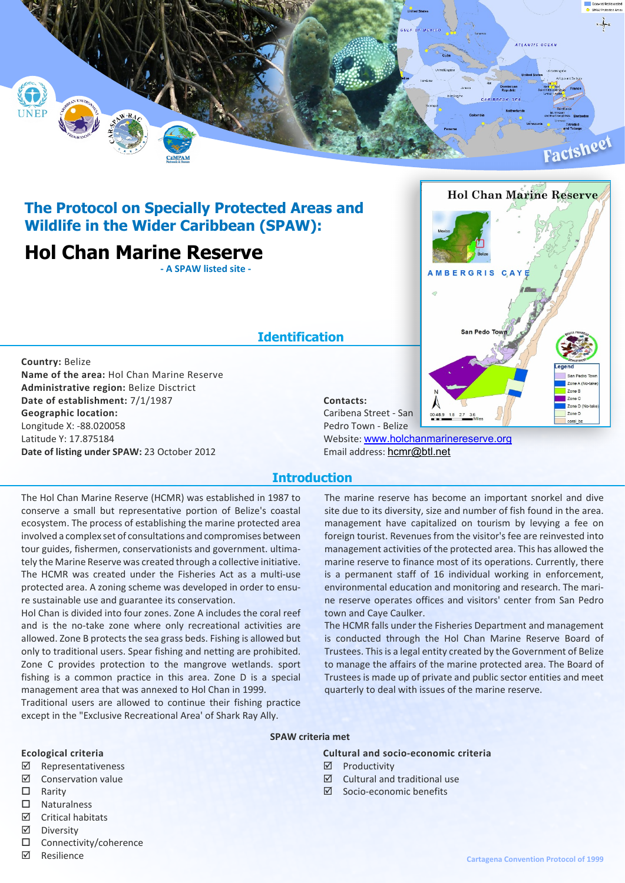# The Protocol on Specially Protected Areas and Wildlife in the Wider Caribbean (SPAW):

# Hol Chan Marine Reserve

- A SPAW listed site -

## Identification

**Country:** Belize
**Name of the area:** Hol Chan Marine Reserve
**Administrative region:** Belize Disctrict
**Date of establishment:** 7/1/1987
**Geographic location:**
Longitude X: -88.020058
Latitude Y: 17.875184
**Date of listing under SPAW:** 23 October 2012

**Contacts:**
Caribena Street - San Pedro Town - Belize
Website: www.holchanmarinereserve.org
Email address: hcmr@btl.net

## Introduction

The Hol Chan Marine Reserve (HCMR) was established in 1987 to conserve a small but representative portion of Belize's coastal ecosystem. The process of establishing the marine protected area involved a complex set of consultations and compromises between tour guides, fishermen, conservationists and government. ultimately the Marine Reserve was created through a collective initiative. The HCMR was created under the Fisheries Act as a multi-use protected area. A zoning scheme was developed in order to ensure sustainable use and guarantee its conservation.

Hol Chan is divided into four zones. Zone A includes the coral reef and is the no-take zone where only recreational activities are allowed. Zone B protects the sea grass beds. Fishing is allowed but only to traditional users. Spear fishing and netting are prohibited. Zone C provides protection to the mangrove wetlands. sport fishing is a common practice in this area. Zone D is a special management area that was annexed to Hol Chan in 1999.

Traditional users are allowed to continue their fishing practice except in the "Exclusive Recreational Area' of Shark Ray Ally.

The marine reserve has become an important snorkel and dive site due to its diversity, size and number of fish found in the area. management have capitalized on tourism by levying a fee on foreign tourist. Revenues from the visitor's fee are reinvested into management activities of the protected area. This has allowed the marine reserve to finance most of its operations. Currently, there is a permanent staff of 16 individual working in enforcement, environmental education and monitoring and research. The marine reserve operates offices and visitors' center from San Pedro town and Caye Caulker.

The HCMR falls under the Fisheries Department and management is conducted through the Hol Chan Marine Reserve Board of Trustees. This is a legal entity created by the Government of Belize to manage the affairs of the marine protected area. The Board of Trustees is made up of private and public sector entities and meet quarterly to deal with issues of the marine reserve.

### SPAW criteria met

**Ecological criteria**

- ☑ Representativeness
- ☑ Conservation value
- ☐ Rarity
- ☐ Naturalness
- ☑ Critical habitats
- ☑ Diversity
- ☐ Connectivity/coherence
- ☑ Resilience

**Cultural and socio-economic criteria**

- ☑ Productivity
- ☑ Cultural and traditional use
- ☑ Socio-economic benefits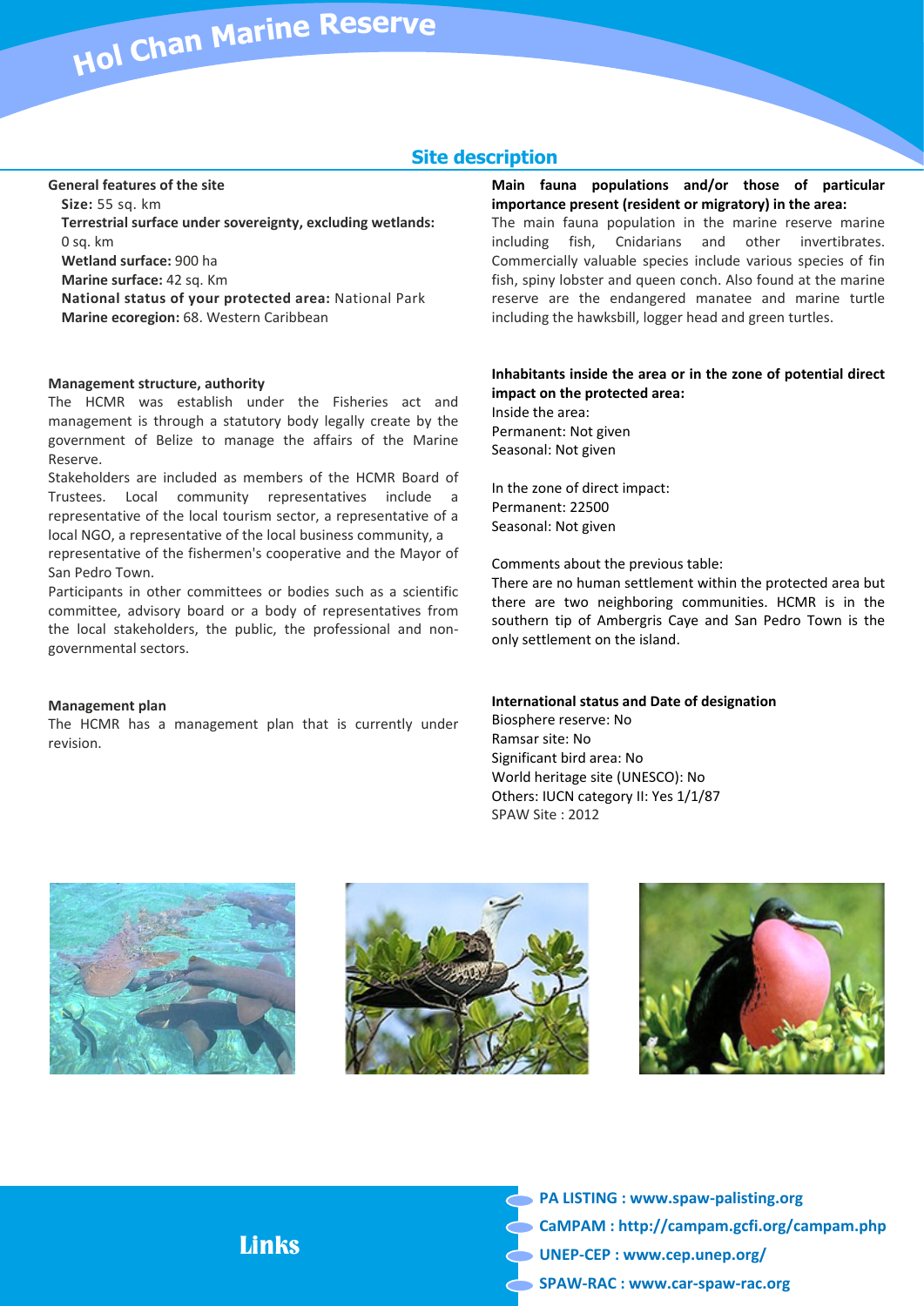# Hol Chan Marine Reserve

## Site description

**General features of the site**

**Size:** 55 sq. km

**Terrestrial surface under sovereignty, excluding wetlands:** 0 sq. km

**Wetland surface:** 900 ha

**Marine surface:** 42 sq. Km

**National status of your protected area:** National Park

**Marine ecoregion:** 68. Western Caribbean

**Management structure, authority**

The HCMR was establish under the Fisheries act and management is through a statutory body legally create by the government of Belize to manage the affairs of the Marine Reserve.

Stakeholders are included as members of the HCMR Board of Trustees. Local community representatives include a representative of the local tourism sector, a representative of a local NGO, a representative of the local business community, a representative of the fishermen's cooperative and the Mayor of San Pedro Town.

Participants in other committees or bodies such as a scientific committee, advisory board or a body of representatives from the local stakeholders, the public, the professional and non-governmental sectors.

**Management plan**

The HCMR has a management plan that is currently under revision.

**Main fauna populations and/or those of particular importance present (resident or migratory) in the area:**

The main fauna population in the marine reserve marine including fish, Cnidarians and other invertibrates. Commercially valuable species include various species of fin fish, spiny lobster and queen conch. Also found at the marine reserve are the endangered manatee and marine turtle including the hawksbill, logger head and green turtles.

**Inhabitants inside the area or in the zone of potential direct impact on the protected area:**

Inside the area:
Permanent: Not given
Seasonal: Not given

In the zone of direct impact:
Permanent: 22500
Seasonal: Not given

Comments about the previous table:
There are no human settlement within the protected area but there are two neighboring communities. HCMR is in the southern tip of Ambergris Caye and San Pedro Town is the only settlement on the island.

**International status and Date of designation**

Biosphere reserve: No
Ramsar site: No
Significant bird area: No
World heritage site (UNESCO): No
Others: IUCN category II: Yes 1/1/87
SPAW Site : 2012

## Links

- **PA LISTING : www.spaw-palisting.org**
- **CaMPAM : http://campam.gcfi.org/campam.php**
- **UNEP-CEP : www.cep.unep.org/**
- **SPAW-RAC : www.car-spaw-rac.org**